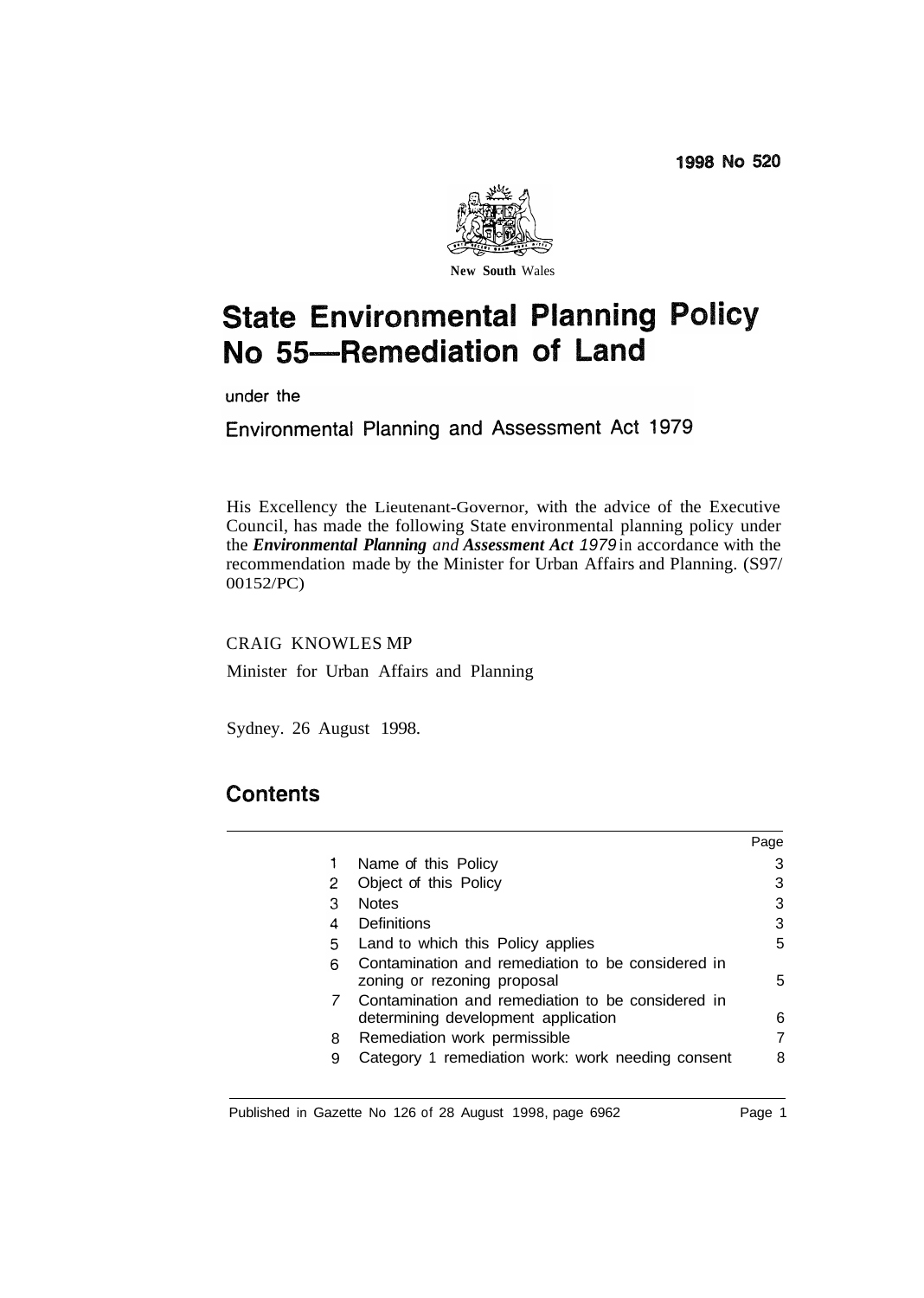1998 No 520

New South Wales

# State Environmental Planning Policy No 55—Remediation of Land

under the

Environmental Planning and Assessment Act 1979

His Excellency the Lieutenant-Governor, with the advice of the Executive Council, has made the following State environmental planning policy under the ***Environmental Planning** and **Assessment Act 1979*** in accordance with the recommendation made by the Minister for Urban Affairs and Planning. (S97/00152/PC)

CRAIG KNOWLES MP

Minister for Urban Affairs and Planning

Sydney. 26 August 1998.

## Contents

| | | Page |
|---|---|---|
| 1 | Name of this Policy | 3 |
| 2 | Object of this Policy | 3 |
| 3 | Notes | 3 |
| 4 | Definitions | 3 |
| 5 | Land to which this Policy applies | 5 |
| 6 | Contamination and remediation to be considered in zoning or rezoning proposal | 5 |
| 7 | Contamination and remediation to be considered in determining development application | 6 |
| 8 | Remediation work permissible | 7 |
| 9 | Category 1 remediation work: work needing consent | 8 |

Published in Gazette No 126 of 28 August 1998, page 6962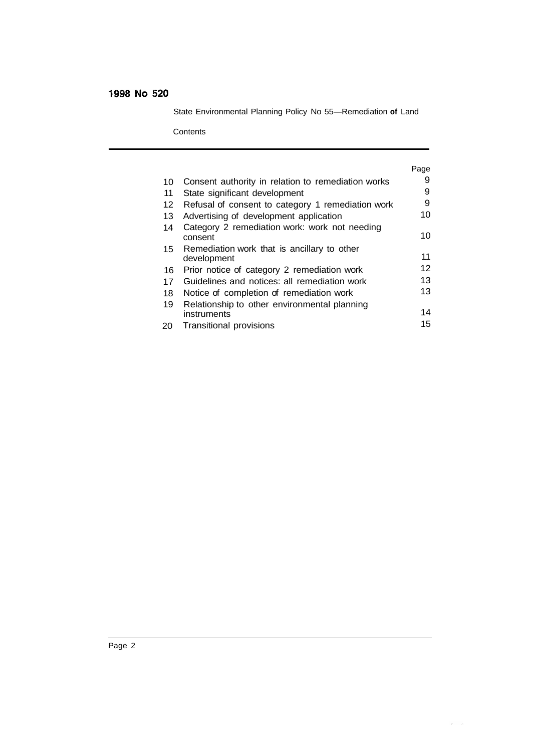1998 No 520

State Environmental Planning Policy No 55—Remediation of Land

Contents

| | | Page |
|---|---|---|
| 10 | Consent authority in relation to remediation works | 9 |
| 11 | State significant development | 9 |
| 12 | Refusal of consent to category 1 remediation work | 9 |
| 13 | Advertising of development application | 10 |
| 14 | Category 2 remediation work: work not needing consent | 10 |
| 15 | Remediation work that is ancillary to other development | 11 |
| 16 | Prior notice of category 2 remediation work | 12 |
| 17 | Guidelines and notices: all remediation work | 13 |
| 18 | Notice of completion of remediation work | 13 |
| 19 | Relationship to other environmental planning instruments | 14 |
| 20 | Transitional provisions | 15 |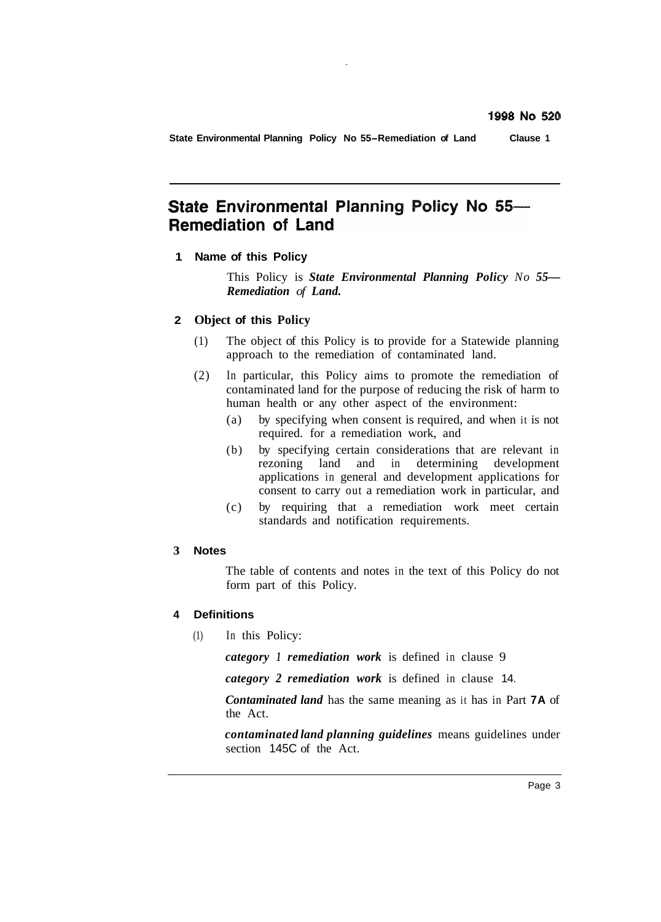# State Environmental Planning Policy No 55—Remediation of Land

## 1 Name of this Policy

This Policy is ***State Environmental Planning Policy No 55—Remediation of Land.***

## 2 Object of this Policy

(1) The object of this Policy is to provide for a Statewide planning approach to the remediation of contaminated land.

(2) In particular, this Policy aims to promote the remediation of contaminated land for the purpose of reducing the risk of harm to human health or any other aspect of the environment:

- (a) by specifying when consent is required, and when it is not required. for a remediation work, and
- (b) by specifying certain considerations that are relevant in rezoning land and in determining development applications in general and development applications for consent to carry out a remediation work in particular, and
- (c) by requiring that a remediation work meet certain standards and notification requirements.

## 3 Notes

The table of contents and notes in the text of this Policy do not form part of this Policy.

## 4 Definitions

(1) In this Policy:

***category 1 remediation work*** is defined in clause 9

***category 2 remediation work*** is defined in clause 14.

***Contaminated land*** has the same meaning as it has in Part 7A of the Act.

***contaminated land planning guidelines*** means guidelines under section 145C of the Act.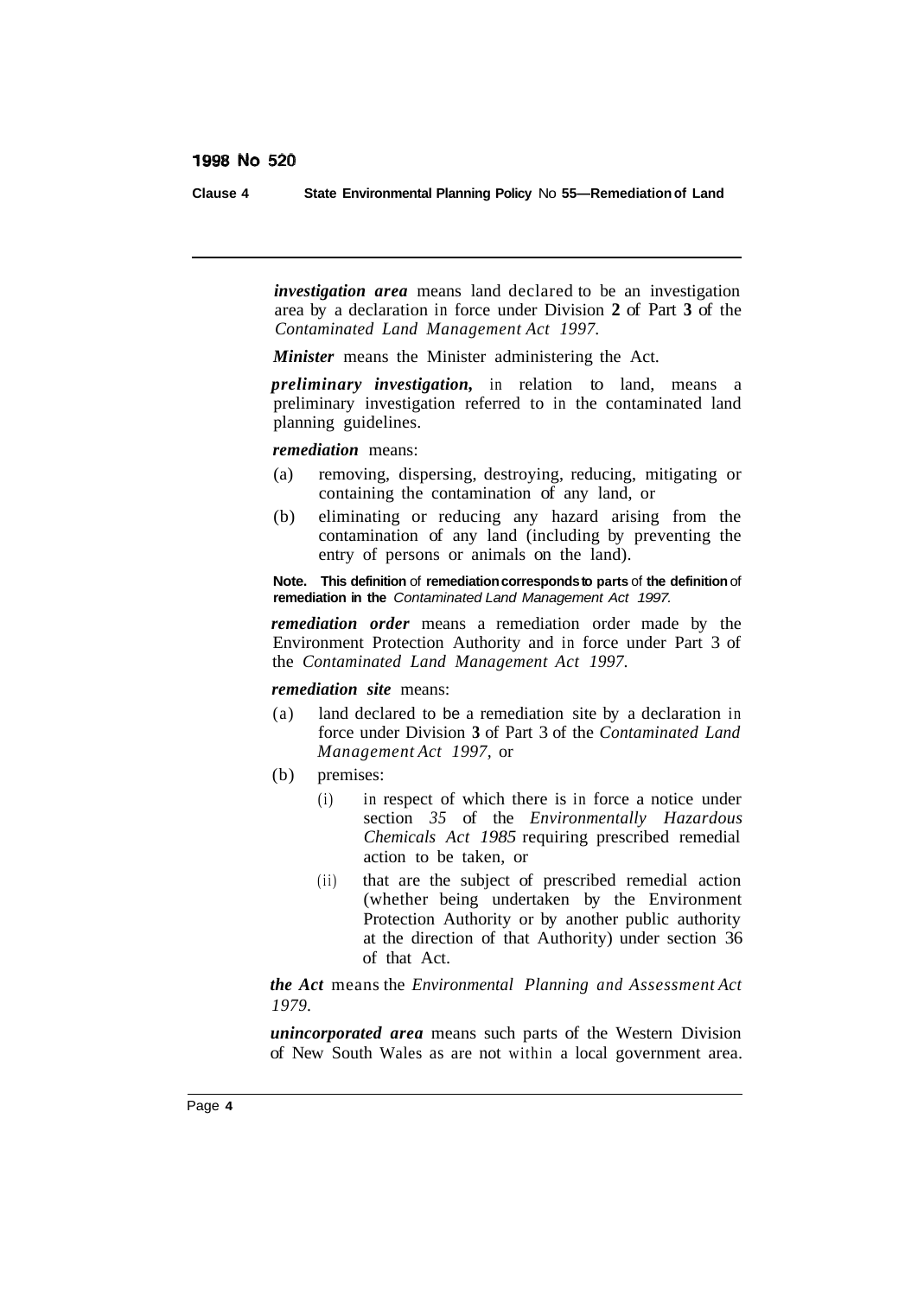***investigation area*** means land declared to be an investigation area by a declaration in force under Division 2 of Part 3 of the *Contaminated Land Management Act 1997.*

***Minister*** means the Minister administering the Act.

***preliminary investigation,*** in relation to land, means a preliminary investigation referred to in the contaminated land planning guidelines.

***remediation*** means:

(a) removing, dispersing, destroying, reducing, mitigating or containing the contamination of any land, or

(b) eliminating or reducing any hazard arising from the contamination of any land (including by preventing the entry of persons or animals on the land).

**Note. This definition of remediation corresponds to parts of the definition of remediation in the** *Contaminated Land Management Act 1997.*

***remediation order*** means a remediation order made by the Environment Protection Authority and in force under Part 3 of the *Contaminated Land Management Act 1997.*

***remediation site*** means:

(a) land declared to be a remediation site by a declaration in force under Division 3 of Part 3 of the *Contaminated Land Management Act 1997,* or

(b) premises:

(i) in respect of which there is in force a notice under section *35* of the *Environmentally Hazardous Chemicals Act 1985* requiring prescribed remedial action to be taken, or

(ii) that are the subject of prescribed remedial action (whether being undertaken by the Environment Protection Authority or by another public authority at the direction of that Authority) under section 36 of that Act.

***the Act*** means the *Environmental Planning and Assessment Act 1979.*

***unincorporated area*** means such parts of the Western Division of New South Wales as are not within a local government area.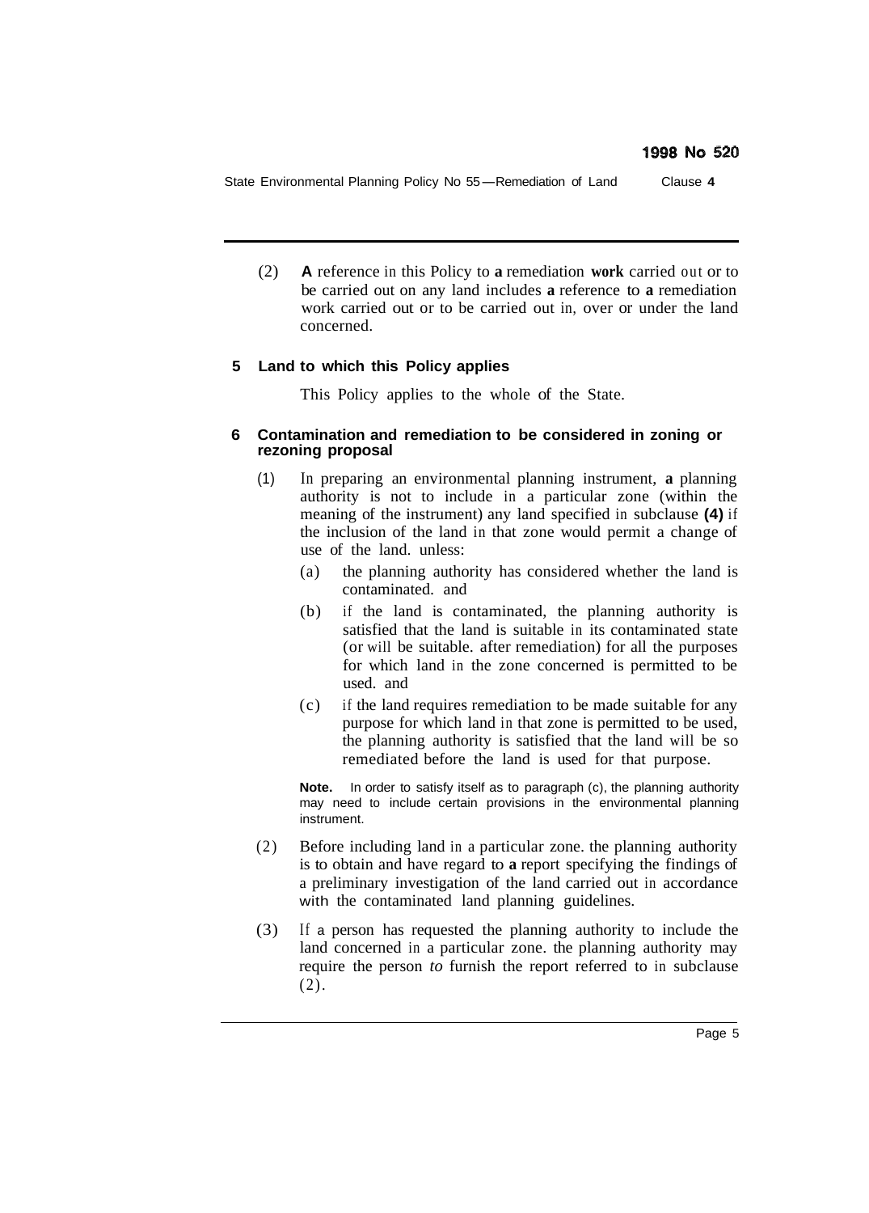(2) **A** reference in this Policy to **a** remediation **work** carried out or to be carried out on any land includes **a** reference to **a** remediation work carried out or to be carried out in, over or under the land concerned.

### 5 Land to which this Policy applies

This Policy applies to the whole of the State.

### 6 Contamination and remediation to be considered in zoning or rezoning proposal

(1) In preparing an environmental planning instrument, **a** planning authority is not to include in a particular zone (within the meaning of the instrument) any land specified in subclause **(4)** if the inclusion of the land in that zone would permit a change of use of the land. unless:

(a) the planning authority has considered whether the land is contaminated. and

(b) if the land is contaminated, the planning authority is satisfied that the land is suitable in its contaminated state (or will be suitable. after remediation) for all the purposes for which land in the zone concerned is permitted to be used. and

(c) if the land requires remediation to be made suitable for any purpose for which land in that zone is permitted to be used, the planning authority is satisfied that the land will be so remediated before the land is used for that purpose.

**Note.** In order to satisfy itself as to paragraph (c), the planning authority may need to include certain provisions in the environmental planning instrument.

(2) Before including land in a particular zone. the planning authority is to obtain and have regard to **a** report specifying the findings of a preliminary investigation of the land carried out in accordance with the contaminated land planning guidelines.

(3) If a person has requested the planning authority to include the land concerned in a particular zone. the planning authority may require the person *to* furnish the report referred to in subclause (2).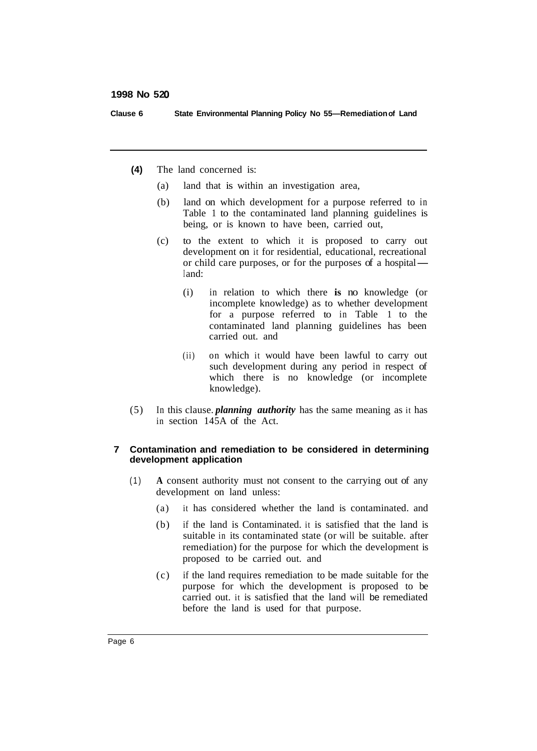(4) The land concerned is:

(a) land that is within an investigation area,

(b) land on which development for a purpose referred to in Table 1 to the contaminated land planning guidelines is being, or is known to have been, carried out,

(c) to the extent to which it is proposed to carry out development on it for residential, educational, recreational or child care purposes, or for the purposes of a hospital—land:

(i) in relation to which there is no knowledge (or incomplete knowledge) as to whether development for a purpose referred to in Table 1 to the contaminated land planning guidelines has been carried out. and

(ii) on which it would have been lawful to carry out such development during any period in respect of which there is no knowledge (or incomplete knowledge).

(5) In this clause. ***planning authority*** has the same meaning as it has in section 145A of the Act.

### 7 Contamination and remediation to be considered in determining development application

(1) A consent authority must not consent to the carrying out of any development on land unless:

(a) it has considered whether the land is contaminated. and

(b) if the land is Contaminated. it is satisfied that the land is suitable in its contaminated state (or will be suitable. after remediation) for the purpose for which the development is proposed to be carried out. and

(c) if the land requires remediation to be made suitable for the purpose for which the development is proposed to be carried out. it is satisfied that the land will be remediated before the land is used for that purpose.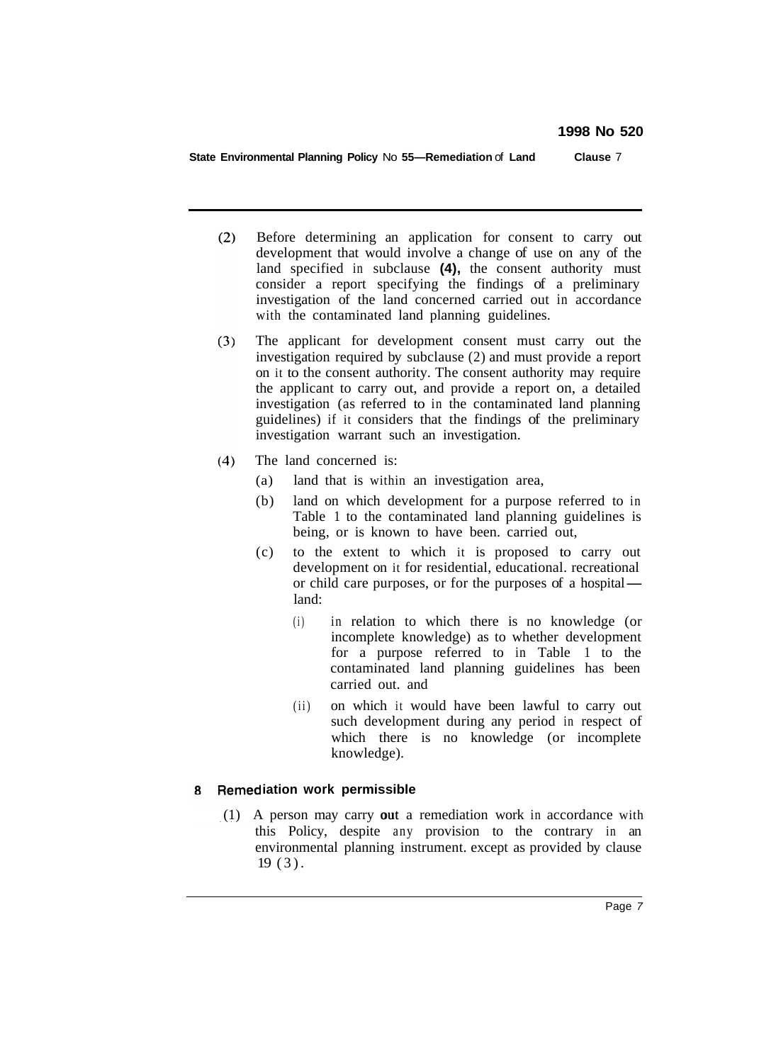(2) Before determining an application for consent to carry out development that would involve a change of use on any of the land specified in subclause **(4),** the consent authority must consider a report specifying the findings of a preliminary investigation of the land concerned carried out in accordance with the contaminated land planning guidelines.

(3) The applicant for development consent must carry out the investigation required by subclause (2) and must provide a report on it to the consent authority. The consent authority may require the applicant to carry out, and provide a report on, a detailed investigation (as referred to in the contaminated land planning guidelines) if it considers that the findings of the preliminary investigation warrant such an investigation.

(4) The land concerned is:

- (a) land that is within an investigation area,
- (b) land on which development for a purpose referred to in Table 1 to the contaminated land planning guidelines is being, or is known to have been. carried out,
- (c) to the extent to which it is proposed to carry out development on it for residential, educational. recreational or child care purposes, or for the purposes of a hospital—land:
  - (i) in relation to which there is no knowledge (or incomplete knowledge) as to whether development for a purpose referred to in Table 1 to the contaminated land planning guidelines has been carried out. and
  - (ii) on which it would have been lawful to carry out such development during any period in respect of which there is no knowledge (or incomplete knowledge).

## 8 Remediation work permissible

(1) A person may carry **out** a remediation work in accordance with this Policy, despite any provision to the contrary in an environmental planning instrument. except as provided by clause 19 (3).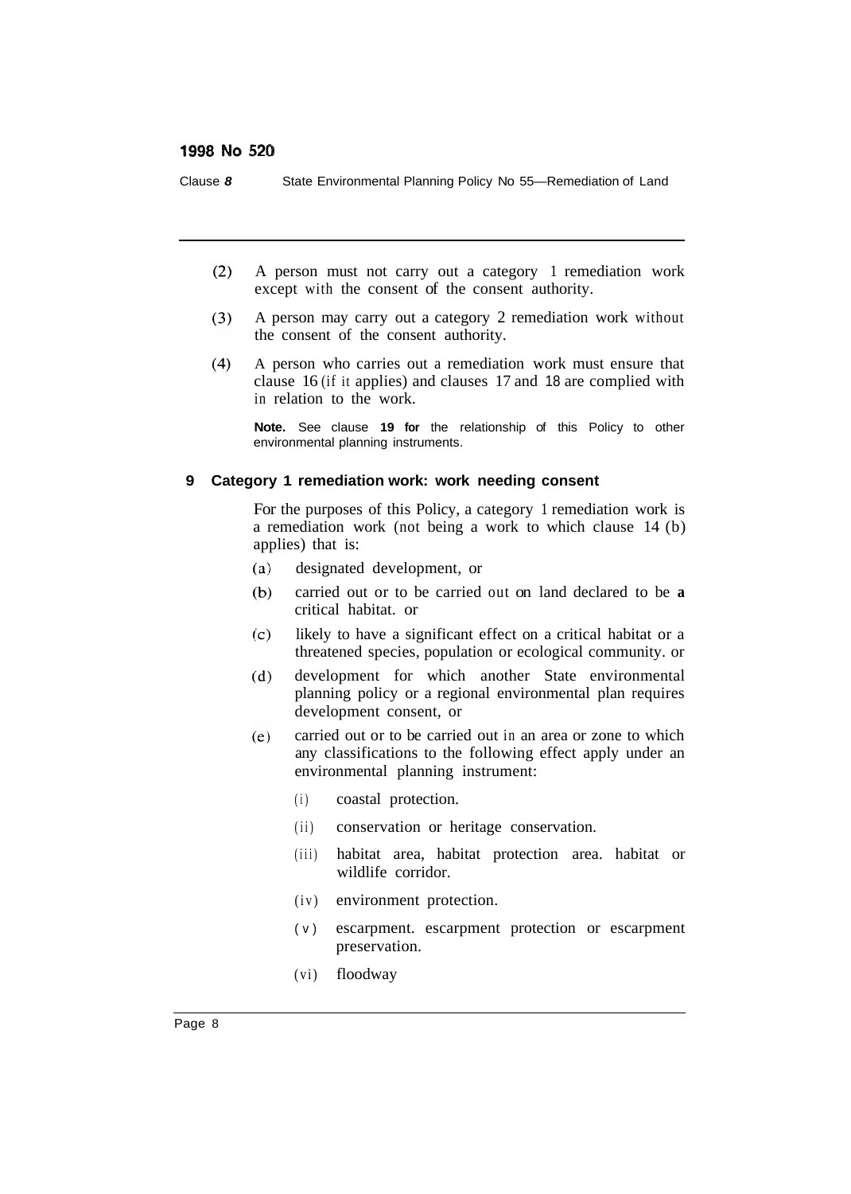(2) A person must not carry out a category 1 remediation work except with the consent of the consent authority.

(3) A person may carry out a category 2 remediation work without the consent of the consent authority.

(4) A person who carries out a remediation work must ensure that clause 16 (if it applies) and clauses 17 and 18 are complied with in relation to the work.

**Note.** See clause **19 for** the relationship of this Policy to other environmental planning instruments.

### 9 Category 1 remediation work: work needing consent

For the purposes of this Policy, a category 1 remediation work is a remediation work (not being a work to which clause 14 (b) applies) that is:

(a) designated development, or

(b) carried out or to be carried out on land declared to be **a** critical habitat. or

(c) likely to have a significant effect on a critical habitat or a threatened species, population or ecological community. or

(d) development for which another State environmental planning policy or a regional environmental plan requires development consent, or

(e) carried out or to be carried out in an area or zone to which any classifications to the following effect apply under an environmental planning instrument:

(i) coastal protection.

(ii) conservation or heritage conservation.

(iii) habitat area, habitat protection area. habitat or wildlife corridor.

(iv) environment protection.

(v) escarpment. escarpment protection or escarpment preservation.

(vi) floodway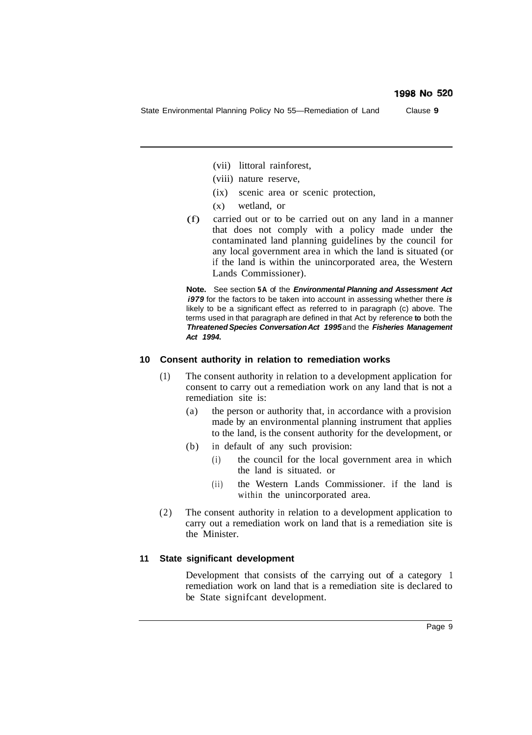(vii) littoral rainforest,

(viii) nature reserve,

(ix) scenic area or scenic protection,

(x) wetland, or

(f) carried out or to be carried out on any land in a manner that does not comply with a policy made under the contaminated land planning guidelines by the council for any local government area in which the land is situated (or if the land is within the unincorporated area, the Western Lands Commissioner).

**Note.** See section **5A** of the ***Environmental Planning and Assessment Act i979*** for the factors to be taken into account in assessing whether there ***is*** likely to be a significant effect as referred to in paragraph (c) above. The terms used in that paragraph are defined in that Act by reference **to** both the ***Threatened Species Conversation Act 1995*** and the ***Fisheries Management Act 1994.***

### 10 Consent authority in relation to remediation works

(1) The consent authority in relation to a development application for consent to carry out a remediation work on any land that is not a remediation site is:

(a) the person or authority that, in accordance with a provision made by an environmental planning instrument that applies to the land, is the consent authority for the development, or

(b) in default of any such provision:

(i) the council for the local government area in which the land is situated. or

(ii) the Western Lands Commissioner. if the land is within the unincorporated area.

(2) The consent authority in relation to a development application to carry out a remediation work on land that is a remediation site is the Minister.

### 11 State significant development

Development that consists of the carrying out of a category 1 remediation work on land that is a remediation site is declared to be State signifcant development.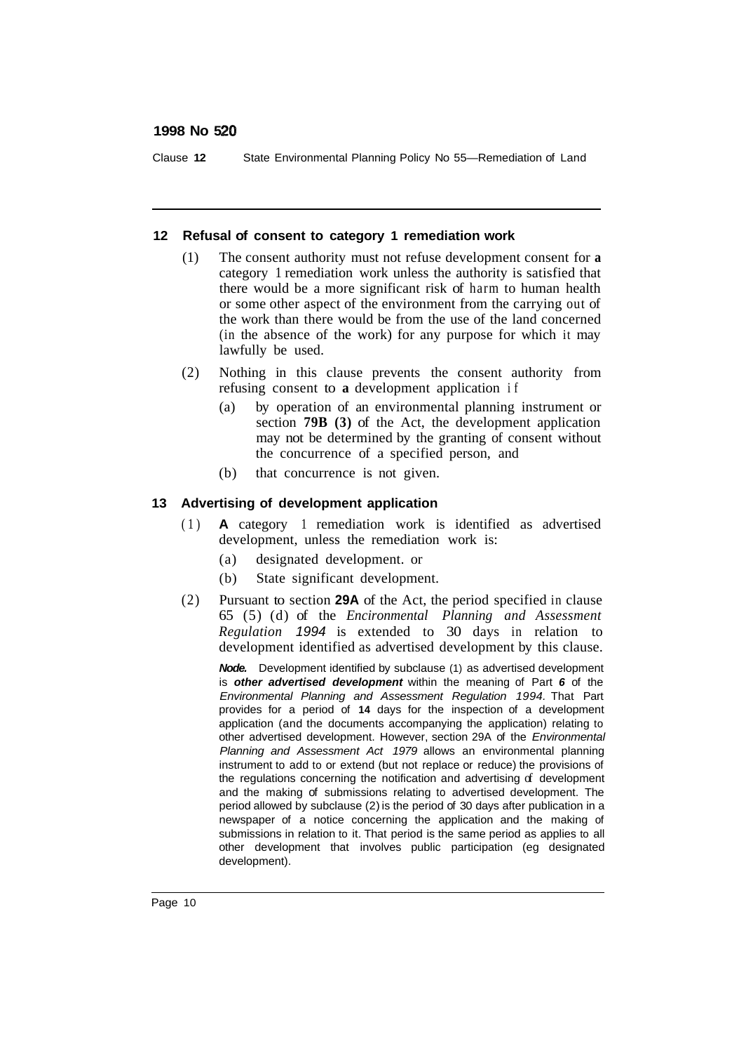## 12 Refusal of consent to category 1 remediation work

(1) The consent authority must not refuse development consent for **a** category 1 remediation work unless the authority is satisfied that there would be a more significant risk of harm to human health or some other aspect of the environment from the carrying out of the work than there would be from the use of the land concerned (in the absence of the work) for any purpose for which it may lawfully be used.

(2) Nothing in this clause prevents the consent authority from refusing consent to **a** development application if

(a) by operation of an environmental planning instrument or section **79B (3)** of the Act, the development application may not be determined by the granting of consent without the concurrence of a specified person, and

(b) that concurrence is not given.

## 13 Advertising of development application

(1) **A** category 1 remediation work is identified as advertised development, unless the remediation work is:

(a) designated development. or

(b) State significant development.

(2) Pursuant to section **29A** of the Act, the period specified in clause 65 (5) (d) of the *Encironmental Planning and Assessment Regulation 1994* is extended to 30 days in relation to development identified as advertised development by this clause.

***Node.*** Development identified by subclause (1) as advertised development is ***other advertised development*** within the meaning of Part ***6*** of the *Environmental Planning and Assessment Regulation 1994.* That Part provides for a period of **14** days for the inspection of a development application (and the documents accompanying the application) relating to other advertised development. However, section 29A of the *Environmental Planning and Assessment Act 1979* allows an environmental planning instrument to add to or extend (but not replace or reduce) the provisions of the regulations concerning the notification and advertising of development and the making of submissions relating to advertised development. The period allowed by subclause (2) is the period of 30 days after publication in a newspaper of a notice concerning the application and the making of submissions in relation to it. That period is the same period as applies to all other development that involves public participation (eg designated development).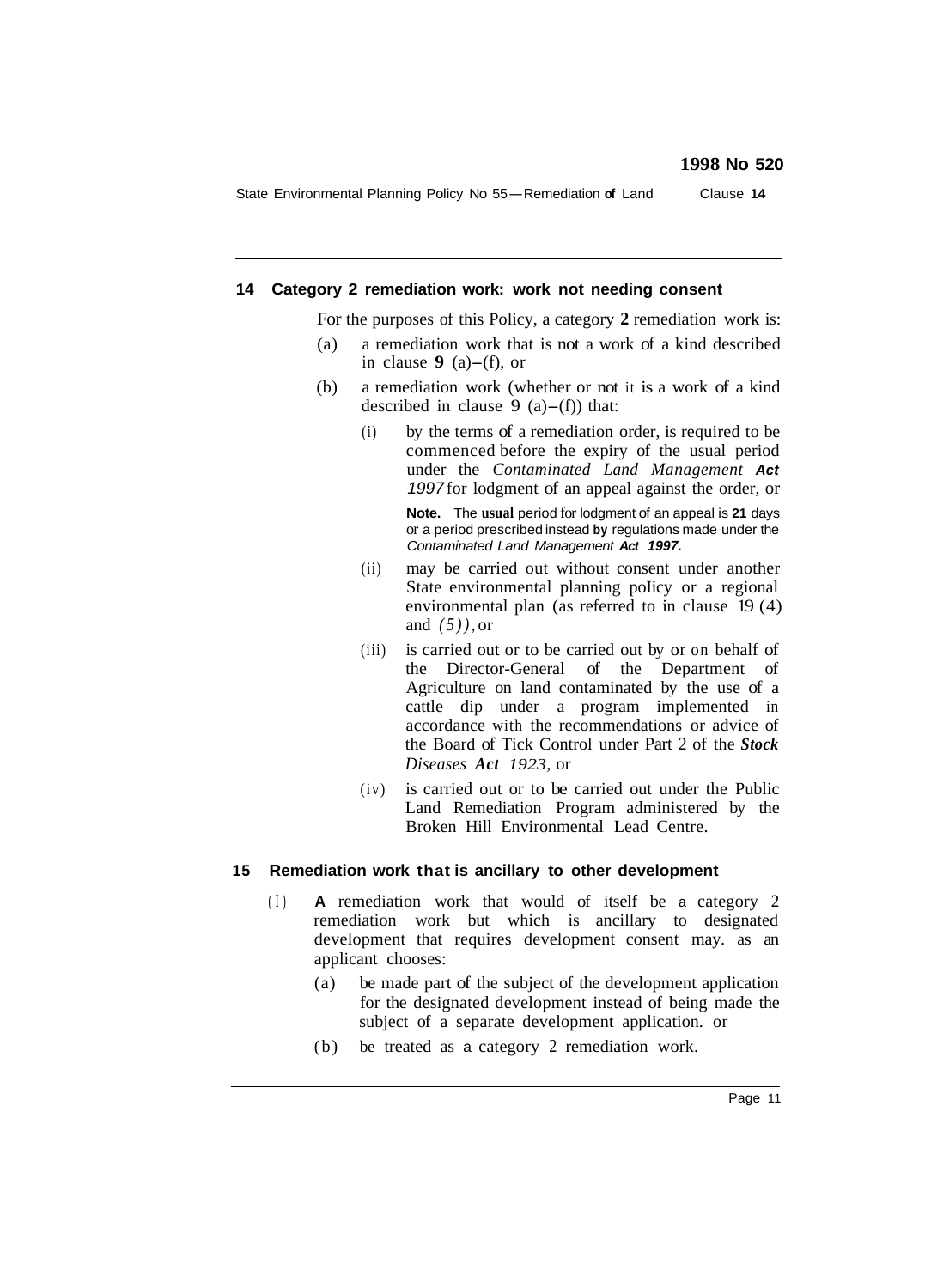### 14 Category 2 remediation work: work not needing consent

For the purposes of this Policy, a category **2** remediation work is:

(a) a remediation work that is not a work of a kind described in clause **9** (a)–(f), or

(b) a remediation work (whether or not it is a work of a kind described in clause 9 (a)–(f)) that:

(i) by the terms of a remediation order, is required to be commenced before the expiry of the usual period under the *Contaminated Land Management Act 1997* for lodgment of an appeal against the order, or

**Note.** The usual period for lodgment of an appeal is **21** days or a period prescribed instead by regulations made under the *Contaminated Land Management Act 1997.*

(ii) may be carried out without consent under another State environmental planning policy or a regional environmental plan (as referred to in clause 19 (4) and *(5)),* or

(iii) is carried out or to be carried out by or on behalf of the Director-General of the Department of Agriculture on land contaminated by the use of a cattle dip under a program implemented in accordance with the recommendations or advice of the Board of Tick Control under Part 2 of the ***Stock Diseases Act** 1923,* or

(iv) is carried out or to be carried out under the Public Land Remediation Program administered by the Broken Hill Environmental Lead Centre.

### 15 Remediation work that is ancillary to other development

(1) **A** remediation work that would of itself be a category 2 remediation work but which is ancillary to designated development that requires development consent may. as an applicant chooses:

(a) be made part of the subject of the development application for the designated development instead of being made the subject of a separate development application. or

(b) be treated as a category 2 remediation work.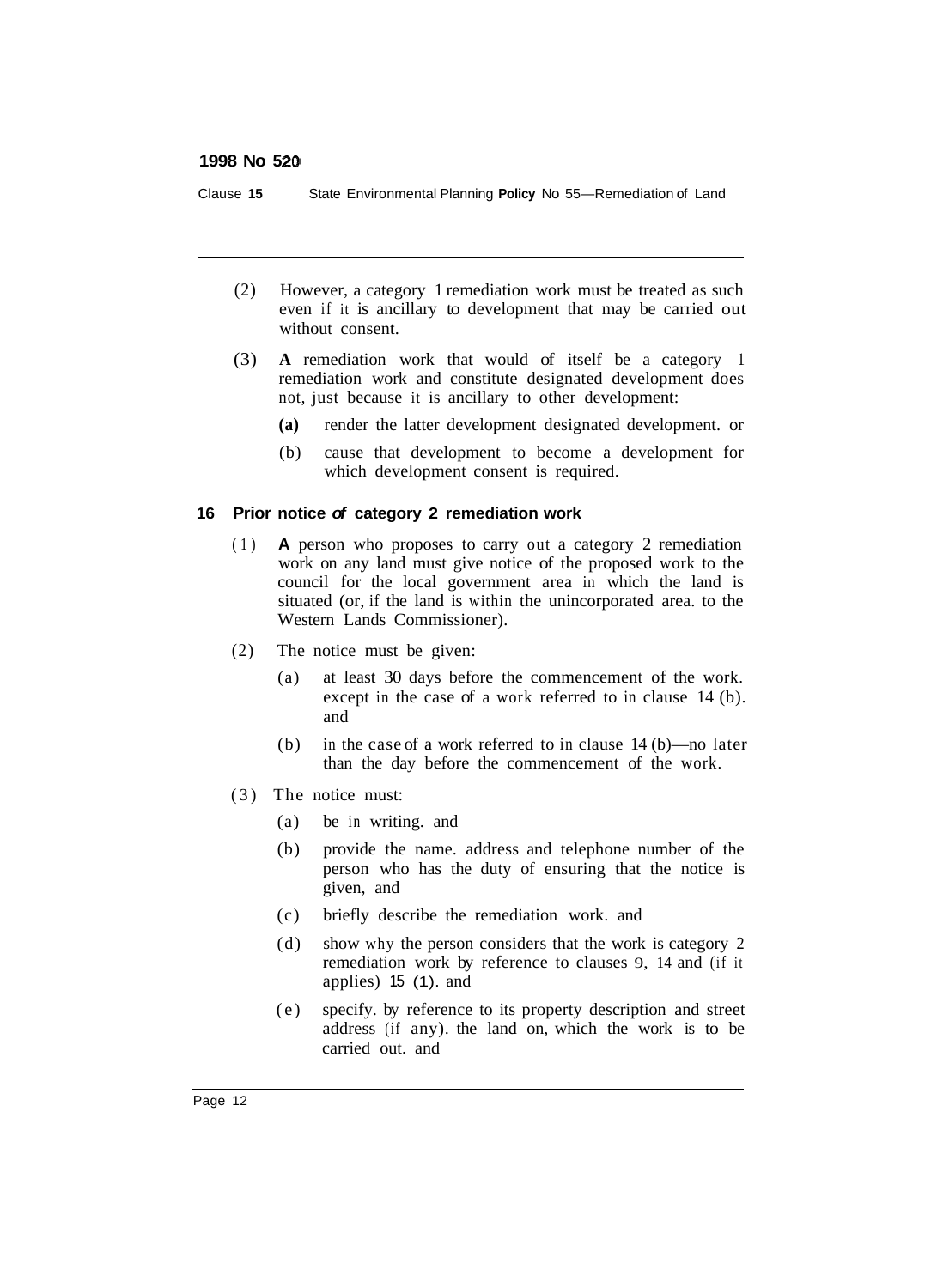(2) However, a category 1 remediation work must be treated as such even if it is ancillary to development that may be carried out without consent.

(3) A remediation work that would of itself be a category 1 remediation work and constitute designated development does not, just because it is ancillary to other development:

- (a) render the latter development designated development. or
- (b) cause that development to become a development for which development consent is required.

### 16 Prior notice of category 2 remediation work

(1) A person who proposes to carry out a category 2 remediation work on any land must give notice of the proposed work to the council for the local government area in which the land is situated (or, if the land is within the unincorporated area. to the Western Lands Commissioner).

(2) The notice must be given:

- (a) at least 30 days before the commencement of the work. except in the case of a work referred to in clause 14 (b). and
- (b) in the case of a work referred to in clause 14 (b)—no later than the day before the commencement of the work.

(3) The notice must:

- (a) be in writing. and
- (b) provide the name. address and telephone number of the person who has the duty of ensuring that the notice is given, and
- (c) briefly describe the remediation work. and
- (d) show why the person considers that the work is category 2 remediation work by reference to clauses 9, 14 and (if it applies) 15 (1). and
- (e) specify. by reference to its property description and street address (if any). the land on, which the work is to be carried out. and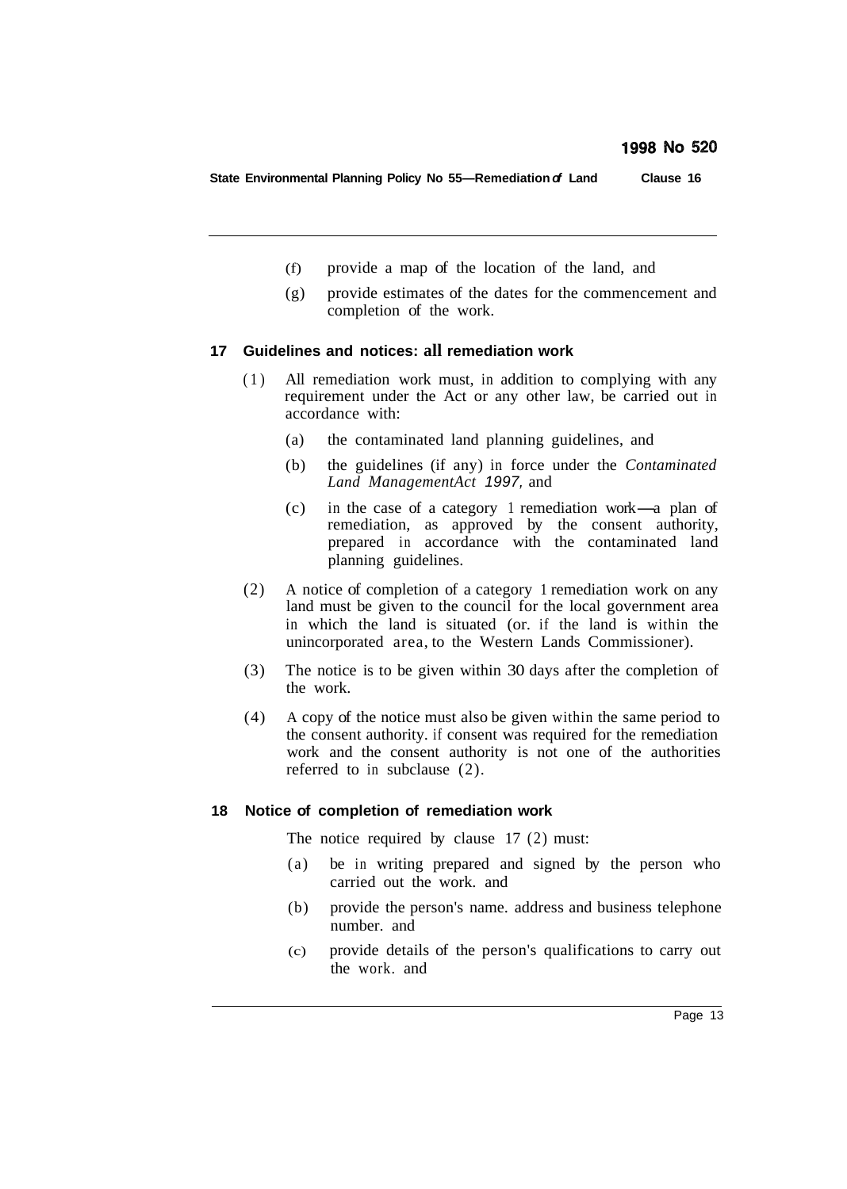(f) provide a map of the location of the land, and

(g) provide estimates of the dates for the commencement and completion of the work.

**17 Guidelines and notices: all remediation work**

(1) All remediation work must, in addition to complying with any requirement under the Act or any other law, be carried out in accordance with:

(a) the contaminated land planning guidelines, and

(b) the guidelines (if any) in force under the *Contaminated Land ManagementAct 1997,* and

(c) in the case of a category 1 remediation work—a plan of remediation, as approved by the consent authority, prepared in accordance with the contaminated land planning guidelines.

(2) A notice of completion of a category 1 remediation work on any land must be given to the council for the local government area in which the land is situated (or. if the land is within the unincorporated area, to the Western Lands Commissioner).

(3) The notice is to be given within 30 days after the completion of the work.

(4) A copy of the notice must also be given within the same period to the consent authority. if consent was required for the remediation work and the consent authority is not one of the authorities referred to in subclause (2).

**18 Notice of completion of remediation work**

The notice required by clause 17 (2) must:

(a) be in writing prepared and signed by the person who carried out the work. and

(b) provide the person's name. address and business telephone number. and

(c) provide details of the person's qualifications to carry out the work. and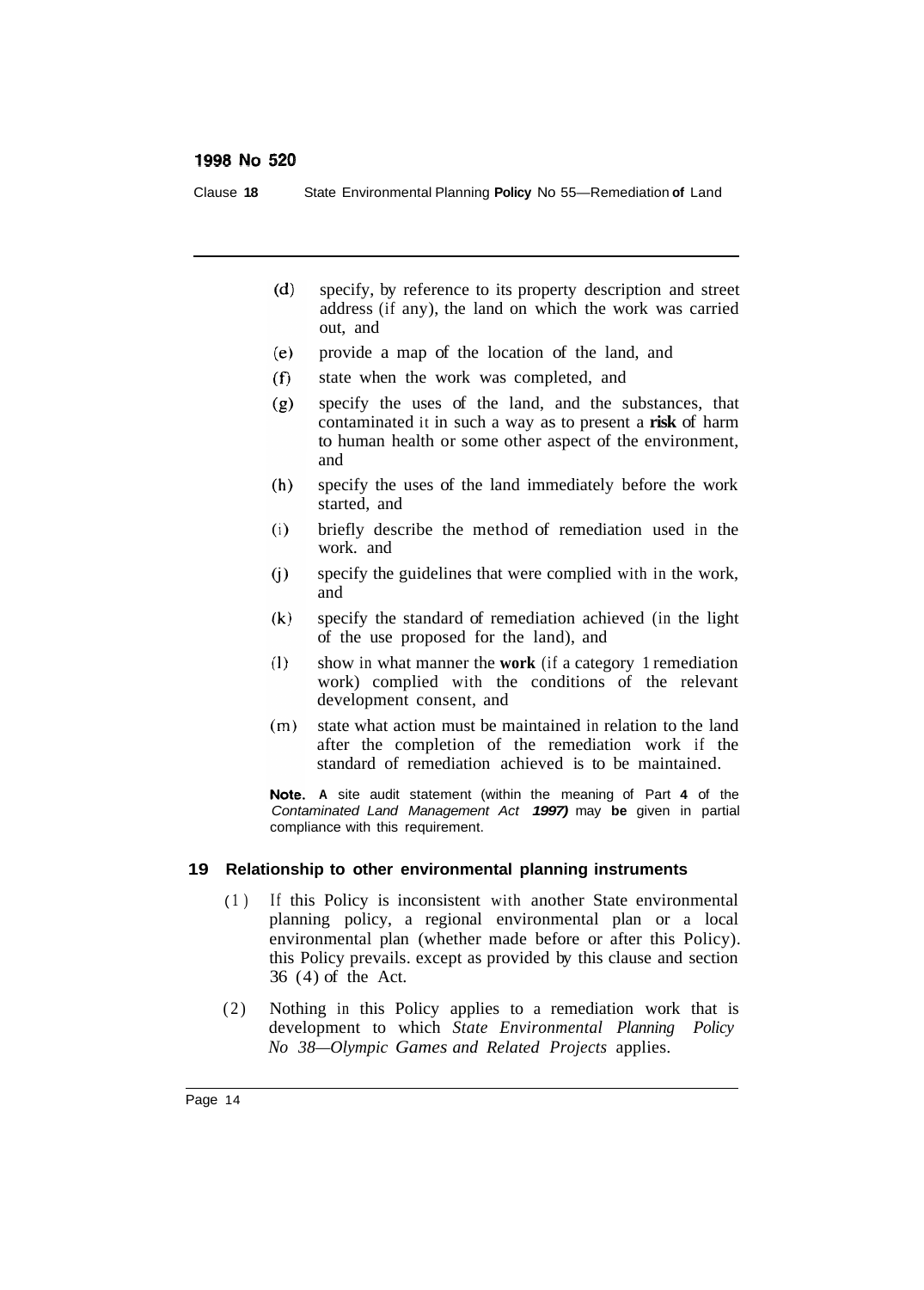(d) specify, by reference to its property description and street address (if any), the land on which the work was carried out, and

(e) provide a map of the location of the land, and

(f) state when the work was completed, and

(g) specify the uses of the land, and the substances, that contaminated it in such a way as to present a risk of harm to human health or some other aspect of the environment, and

(h) specify the uses of the land immediately before the work started, and

(i) briefly describe the method of remediation used in the work. and

(j) specify the guidelines that were complied with in the work, and

(k) specify the standard of remediation achieved (in the light of the use proposed for the land), and

(l) show in what manner the work (if a category 1 remediation work) complied with the conditions of the relevant development consent, and

(m) state what action must be maintained in relation to the land after the completion of the remediation work if the standard of remediation achieved is to be maintained.

**Note.** A site audit statement (within the meaning of Part 4 of the *Contaminated Land Management Act 1997)* may be given in partial compliance with this requirement.

## 19 Relationship to other environmental planning instruments

(1) If this Policy is inconsistent with another State environmental planning policy, a regional environmental plan or a local environmental plan (whether made before or after this Policy). this Policy prevails. except as provided by this clause and section 36 (4) of the Act.

(2) Nothing in this Policy applies to a remediation work that is development to which *State Environmental Planning Policy No 38—Olympic Games and Related Projects* applies.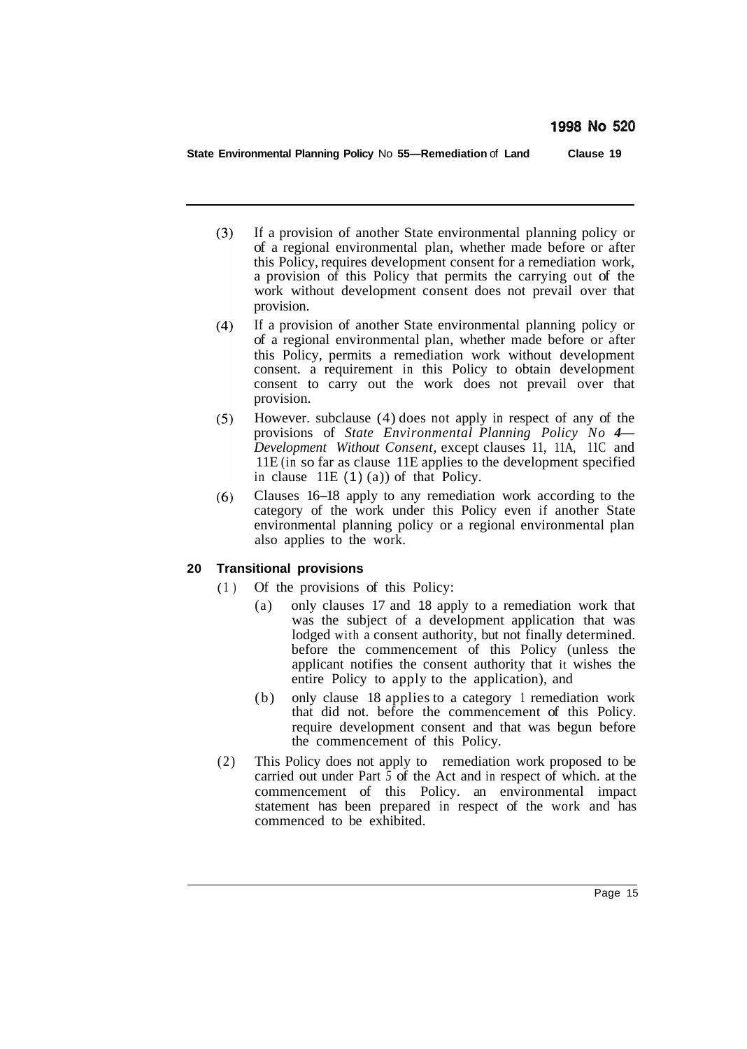(3) If a provision of another State environmental planning policy or of a regional environmental plan, whether made before or after this Policy, requires development consent for a remediation work, a provision of this Policy that permits the carrying out of the work without development consent does not prevail over that provision.

(4) If a provision of another State environmental planning policy or of a regional environmental plan, whether made before or after this Policy, permits a remediation work without development consent. a requirement in this Policy to obtain development consent to carry out the work does not prevail over that provision.

(5) However. subclause (4) does not apply in respect of any of the provisions of *State Environmental Planning Policy No 4—Development Without Consent,* except clauses 11, 11A, 11C and 11E (in so far as clause 11E applies to the development specified in clause 11E (1) (a)) of that Policy.

(6) Clauses 16–18 apply to any remediation work according to the category of the work under this Policy even if another State environmental planning policy or a regional environmental plan also applies to the work.

### 20 Transitional provisions

(1) Of the provisions of this Policy:

(a) only clauses 17 and 18 apply to a remediation work that was the subject of a development application that was lodged with a consent authority, but not finally determined. before the commencement of this Policy (unless the applicant notifies the consent authority that it wishes the entire Policy to apply to the application), and

(b) only clause 18 applies to a category 1 remediation work that did not. before the commencement of this Policy. require development consent and that was begun before the commencement of this Policy.

(2) This Policy does not apply to remediation work proposed to be carried out under Part 5 of the Act and in respect of which. at the commencement of this Policy. an environmental impact statement has been prepared in respect of the work and has commenced to be exhibited.